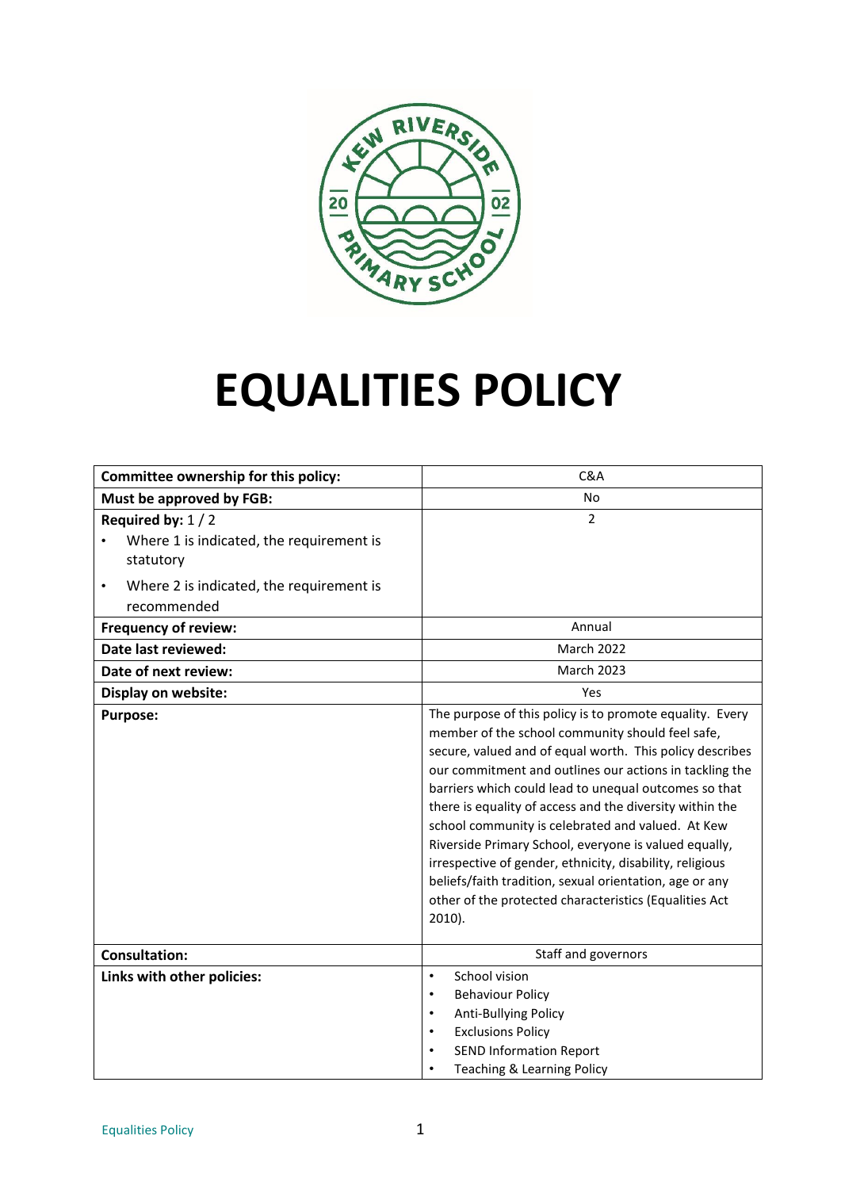# EQUALITIES POLICY

| Committee ownership for this policy: | C&A |
|---|---|
| **Must be approved by FGB:** | No |
| **Required by:** 1 / 2<br>• Where 1 is indicated, the requirement is statutory<br>• Where 2 is indicated, the requirement is recommended | 2 |
| **Frequency of review:** | Annual |
| **Date last reviewed:** | March 2022 |
| **Date of next review:** | March 2023 |
| **Display on website:** | Yes |
| **Purpose:** | The purpose of this policy is to promote equality. Every member of the school community should feel safe, secure, valued and of equal worth. This policy describes our commitment and outlines our actions in tackling the barriers which could lead to unequal outcomes so that there is equality of access and the diversity within the school community is celebrated and valued. At Kew Riverside Primary School, everyone is valued equally, irrespective of gender, ethnicity, disability, religious beliefs/faith tradition, sexual orientation, age or any other of the protected characteristics (Equalities Act 2010). |
| **Consultation:** | Staff and governors |
| **Links with other policies:** | • School vision<br>• Behaviour Policy<br>• Anti-Bullying Policy<br>• Exclusions Policy<br>• SEND Information Report<br>• Teaching & Learning Policy |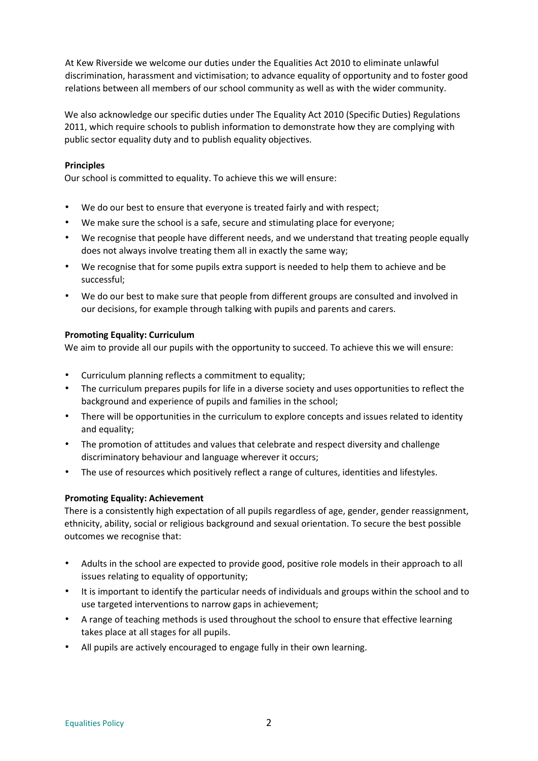At Kew Riverside we welcome our duties under the Equalities Act 2010 to eliminate unlawful discrimination, harassment and victimisation; to advance equality of opportunity and to foster good relations between all members of our school community as well as with the wider community.

We also acknowledge our specific duties under The Equality Act 2010 (Specific Duties) Regulations 2011, which require schools to publish information to demonstrate how they are complying with public sector equality duty and to publish equality objectives.

**Principles**

Our school is committed to equality. To achieve this we will ensure:

- We do our best to ensure that everyone is treated fairly and with respect;
- We make sure the school is a safe, secure and stimulating place for everyone;
- We recognise that people have different needs, and we understand that treating people equally does not always involve treating them all in exactly the same way;
- We recognise that for some pupils extra support is needed to help them to achieve and be successful;
- We do our best to make sure that people from different groups are consulted and involved in our decisions, for example through talking with pupils and parents and carers.

**Promoting Equality: Curriculum**

We aim to provide all our pupils with the opportunity to succeed. To achieve this we will ensure:

- Curriculum planning reflects a commitment to equality;
- The curriculum prepares pupils for life in a diverse society and uses opportunities to reflect the background and experience of pupils and families in the school;
- There will be opportunities in the curriculum to explore concepts and issues related to identity and equality;
- The promotion of attitudes and values that celebrate and respect diversity and challenge discriminatory behaviour and language wherever it occurs;
- The use of resources which positively reflect a range of cultures, identities and lifestyles.

**Promoting Equality: Achievement**

There is a consistently high expectation of all pupils regardless of age, gender, gender reassignment, ethnicity, ability, social or religious background and sexual orientation. To secure the best possible outcomes we recognise that:

- Adults in the school are expected to provide good, positive role models in their approach to all issues relating to equality of opportunity;
- It is important to identify the particular needs of individuals and groups within the school and to use targeted interventions to narrow gaps in achievement;
- A range of teaching methods is used throughout the school to ensure that effective learning takes place at all stages for all pupils.
- All pupils are actively encouraged to engage fully in their own learning.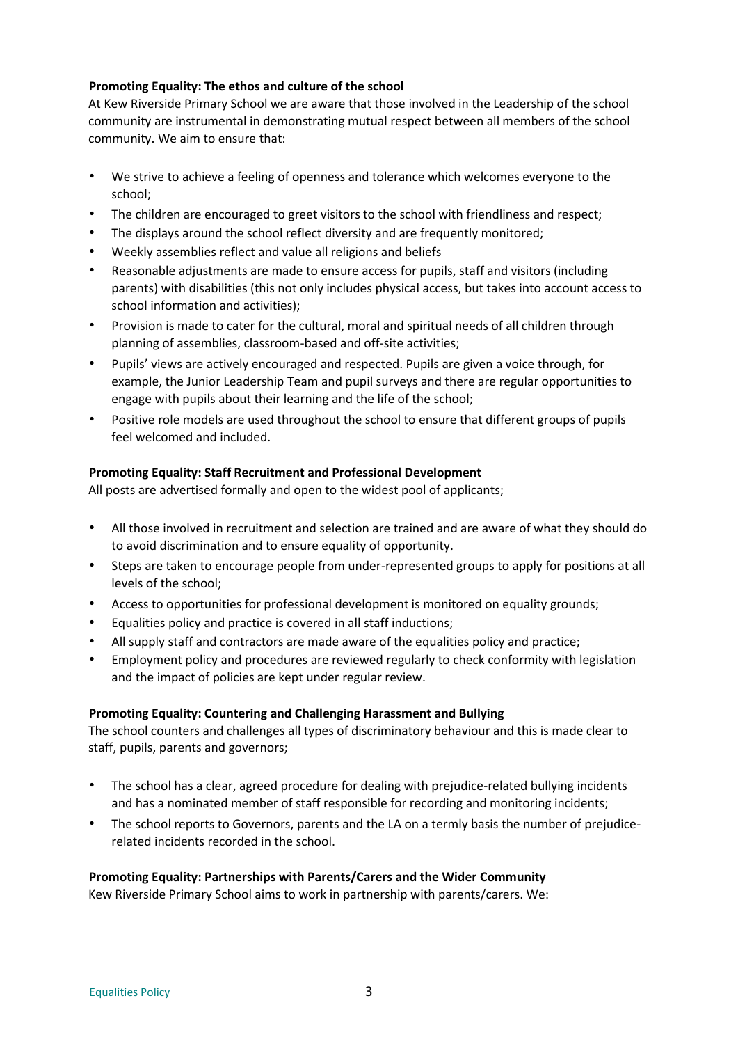**Promoting Equality: The ethos and culture of the school**

At Kew Riverside Primary School we are aware that those involved in the Leadership of the school community are instrumental in demonstrating mutual respect between all members of the school community. We aim to ensure that:

- We strive to achieve a feeling of openness and tolerance which welcomes everyone to the school;
- The children are encouraged to greet visitors to the school with friendliness and respect;
- The displays around the school reflect diversity and are frequently monitored;
- Weekly assemblies reflect and value all religions and beliefs
- Reasonable adjustments are made to ensure access for pupils, staff and visitors (including parents) with disabilities (this not only includes physical access, but takes into account access to school information and activities);
- Provision is made to cater for the cultural, moral and spiritual needs of all children through planning of assemblies, classroom-based and off-site activities;
- Pupils' views are actively encouraged and respected. Pupils are given a voice through, for example, the Junior Leadership Team and pupil surveys and there are regular opportunities to engage with pupils about their learning and the life of the school;
- Positive role models are used throughout the school to ensure that different groups of pupils feel welcomed and included.

**Promoting Equality: Staff Recruitment and Professional Development**

All posts are advertised formally and open to the widest pool of applicants;

- All those involved in recruitment and selection are trained and are aware of what they should do to avoid discrimination and to ensure equality of opportunity.
- Steps are taken to encourage people from under-represented groups to apply for positions at all levels of the school;
- Access to opportunities for professional development is monitored on equality grounds;
- Equalities policy and practice is covered in all staff inductions;
- All supply staff and contractors are made aware of the equalities policy and practice;
- Employment policy and procedures are reviewed regularly to check conformity with legislation and the impact of policies are kept under regular review.

**Promoting Equality: Countering and Challenging Harassment and Bullying**

The school counters and challenges all types of discriminatory behaviour and this is made clear to staff, pupils, parents and governors;

- The school has a clear, agreed procedure for dealing with prejudice-related bullying incidents and has a nominated member of staff responsible for recording and monitoring incidents;
- The school reports to Governors, parents and the LA on a termly basis the number of prejudice-related incidents recorded in the school.

**Promoting Equality: Partnerships with Parents/Carers and the Wider Community**

Kew Riverside Primary School aims to work in partnership with parents/carers. We: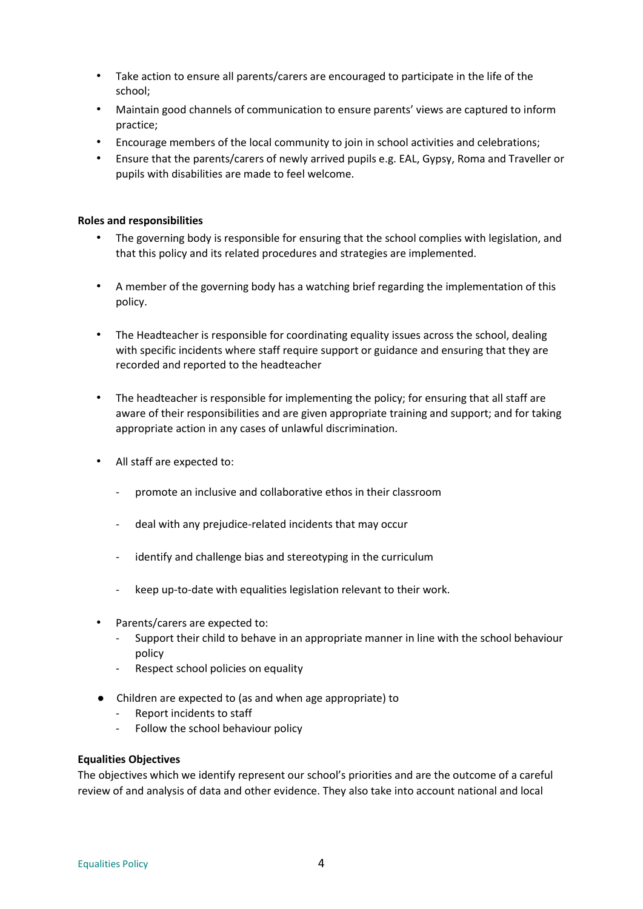- Take action to ensure all parents/carers are encouraged to participate in the life of the school;
- Maintain good channels of communication to ensure parents' views are captured to inform practice;
- Encourage members of the local community to join in school activities and celebrations;
- Ensure that the parents/carers of newly arrived pupils e.g. EAL, Gypsy, Roma and Traveller or pupils with disabilities are made to feel welcome.

**Roles and responsibilities**

- The governing body is responsible for ensuring that the school complies with legislation, and that this policy and its related procedures and strategies are implemented.

- A member of the governing body has a watching brief regarding the implementation of this policy.

- The Headteacher is responsible for coordinating equality issues across the school, dealing with specific incidents where staff require support or guidance and ensuring that they are recorded and reported to the headteacher

- The headteacher is responsible for implementing the policy; for ensuring that all staff are aware of their responsibilities and are given appropriate training and support; and for taking appropriate action in any cases of unlawful discrimination.

- All staff are expected to:

  - promote an inclusive and collaborative ethos in their classroom

  - deal with any prejudice-related incidents that may occur

  - identify and challenge bias and stereotyping in the curriculum

  - keep up-to-date with equalities legislation relevant to their work.

- Parents/carers are expected to:
  - Support their child to behave in an appropriate manner in line with the school behaviour policy
  - Respect school policies on equality

- Children are expected to (as and when age appropriate) to
  - Report incidents to staff
  - Follow the school behaviour policy

**Equalities Objectives**

The objectives which we identify represent our school's priorities and are the outcome of a careful review of and analysis of data and other evidence. They also take into account national and local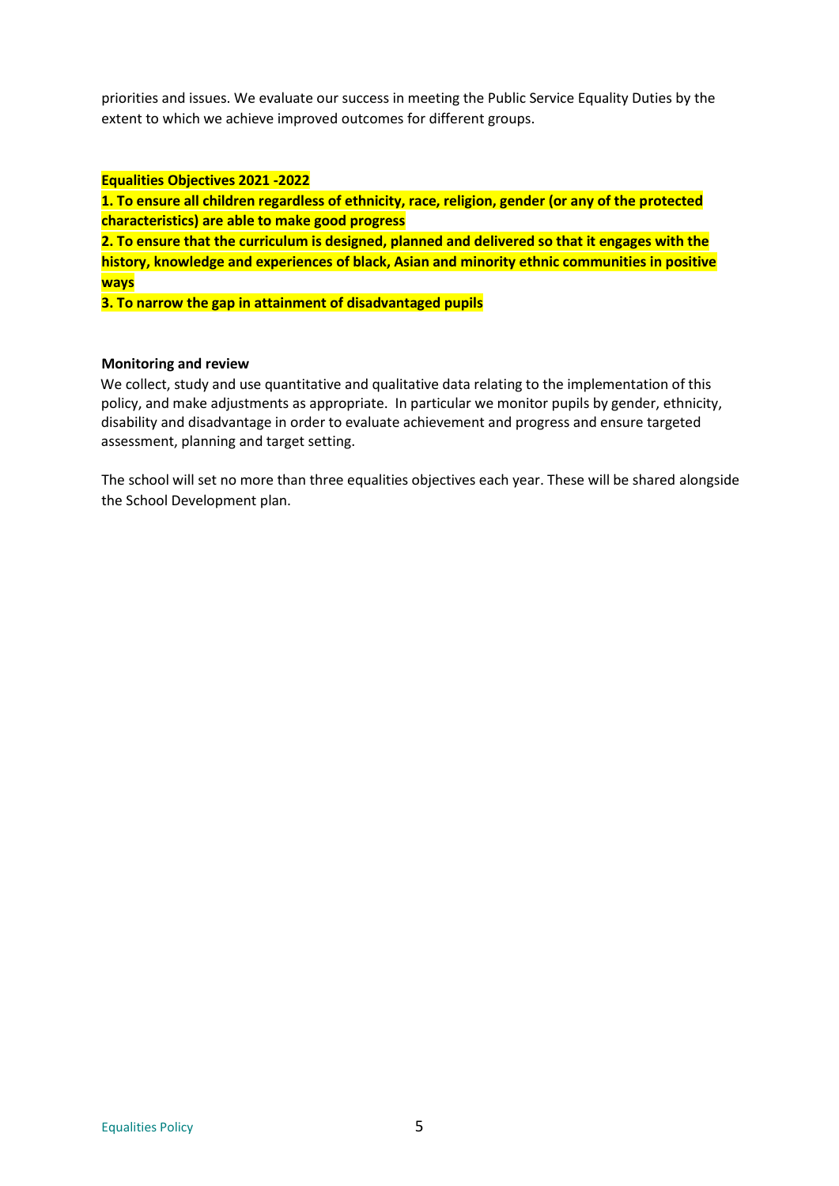priorities and issues. We evaluate our success in meeting the Public Service Equality Duties by the extent to which we achieve improved outcomes for different groups.

**Equalities Objectives 2021 -2022**

**1. To ensure all children regardless of ethnicity, race, religion, gender (or any of the protected characteristics) are able to make good progress**

**2. To ensure that the curriculum is designed, planned and delivered so that it engages with the history, knowledge and experiences of black, Asian and minority ethnic communities in positive ways**

**3. To narrow the gap in attainment of disadvantaged pupils**

**Monitoring and review**

We collect, study and use quantitative and qualitative data relating to the implementation of this policy, and make adjustments as appropriate. In particular we monitor pupils by gender, ethnicity, disability and disadvantage in order to evaluate achievement and progress and ensure targeted assessment, planning and target setting.

The school will set no more than three equalities objectives each year. These will be shared alongside the School Development plan.